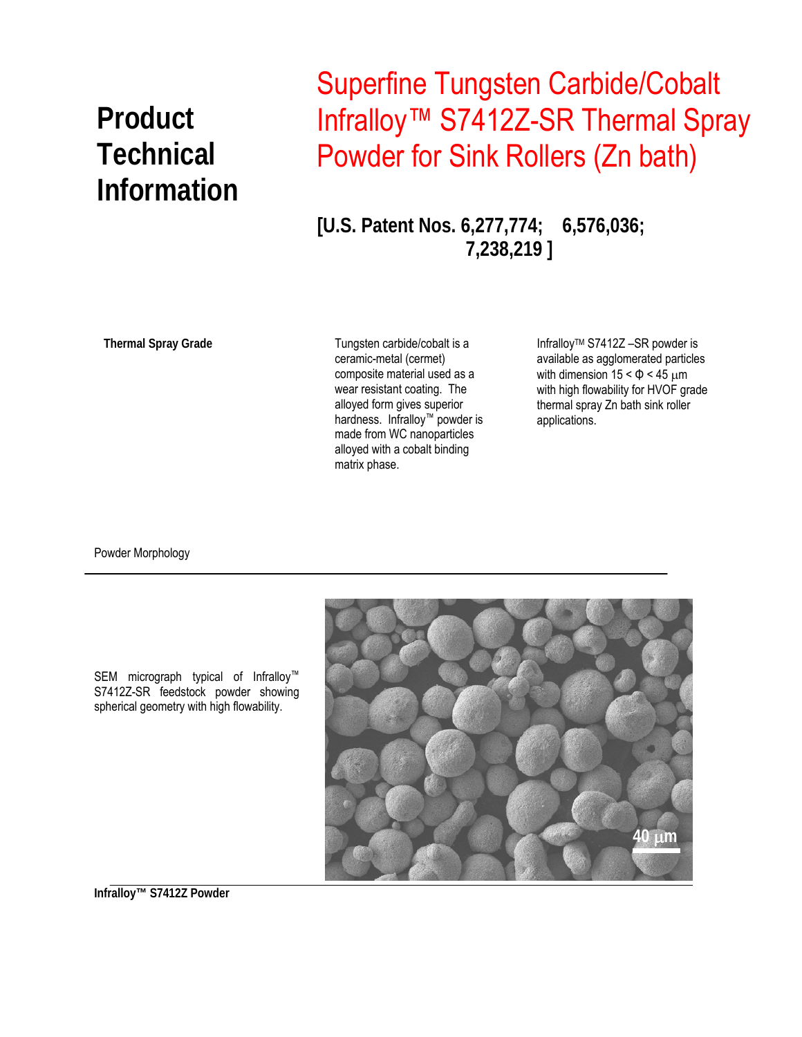# Product Technical Information

# Superfine Tungsten Carbide/Cobalt Infralloy™ S7412Z-SR Thermal Spray Powder for Sink Rollers (Zn bath)

**[U.S. Patent Nos. 6,277,774; 6,576,036; 7,238,219 ]**

**Thermal Spray Grade**

Tungsten carbide/cobalt is a ceramic-metal (cermet) composite material used as a wear resistant coating. The alloyed form gives superior hardness. Infralloy™ powder is made from WC nanoparticles alloyed with a cobalt binding matrix phase.

Infralloy™ S7412Z –SR powder is available as agglomerated particles with dimension $15 < \Phi < 45$ μm with high flowability for HVOF grade thermal spray Zn bath sink roller applications.

Powder Morphology

SEM micrograph typical of Infralloy™ S7412Z-SR feedstock powder showing spherical geometry with high flowability.

40 μm

**Infralloy™ S7412Z Powder**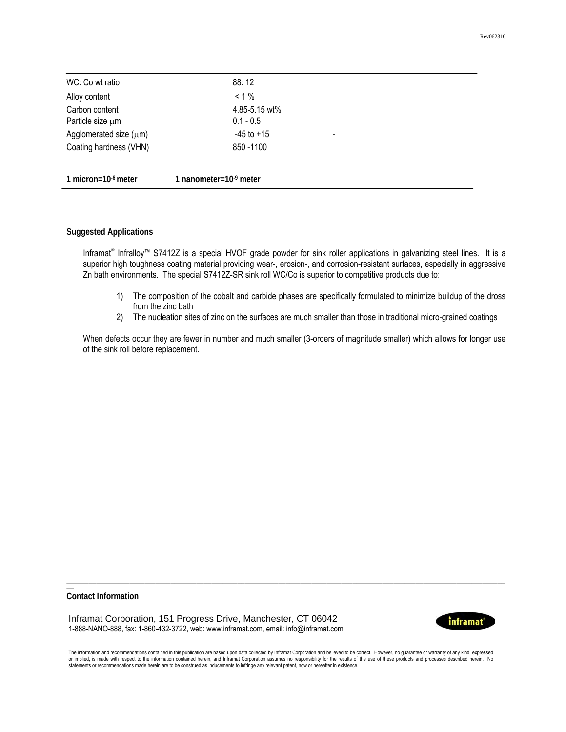| | | |
|---|---|---|
| WC: Co wt ratio | 88: 12 | |
| Alloy content | < 1 % | |
| Carbon content | 4.85-5.15 wt% | |
| Particle size μm | 0.1 - 0.5 | |
| Agglomerated size (μm) | -45 to +15 | - |
| Coating hardness (VHN) | 850 -1100 | |

**1 micron=$10^{-6}$ meter** **1 nanometer=$10^{-9}$ meter**

**Suggested Applications**

Inframat® Infralloy™ S7412Z is a special HVOF grade powder for sink roller applications in galvanizing steel lines. It is a superior high toughness coating material providing wear-, erosion-, and corrosion-resistant surfaces, especially in aggressive Zn bath environments. The special S7412Z-SR sink roll WC/Co is superior to competitive products due to:

1) The composition of the cobalt and carbide phases are specifically formulated to minimize buildup of the dross from the zinc bath
2) The nucleation sites of zinc on the surfaces are much smaller than those in traditional micro-grained coatings

When defects occur they are fewer in number and much smaller (3-orders of magnitude smaller) which allows for longer use of the sink roll before replacement.

**Contact Information**

Inframat Corporation, 151 Progress Drive, Manchester, CT 06042
1-888-NANO-888, fax: 1-860-432-3722, web: www.inframat.com, email: info@inframat.com

The information and recommendations contained in this publication are based upon data collected by Inframat Corporation and believed to be correct. However, no guarantee or warranty of any kind, expressed or implied, is made with respect to the information contained herein, and Inframat Corporation assumes no responsibility for the results of the use of these products and processes described herein. No statements or recommendations made herein are to be construed as inducements to infringe any relevant patent, now or hereafter in existence.